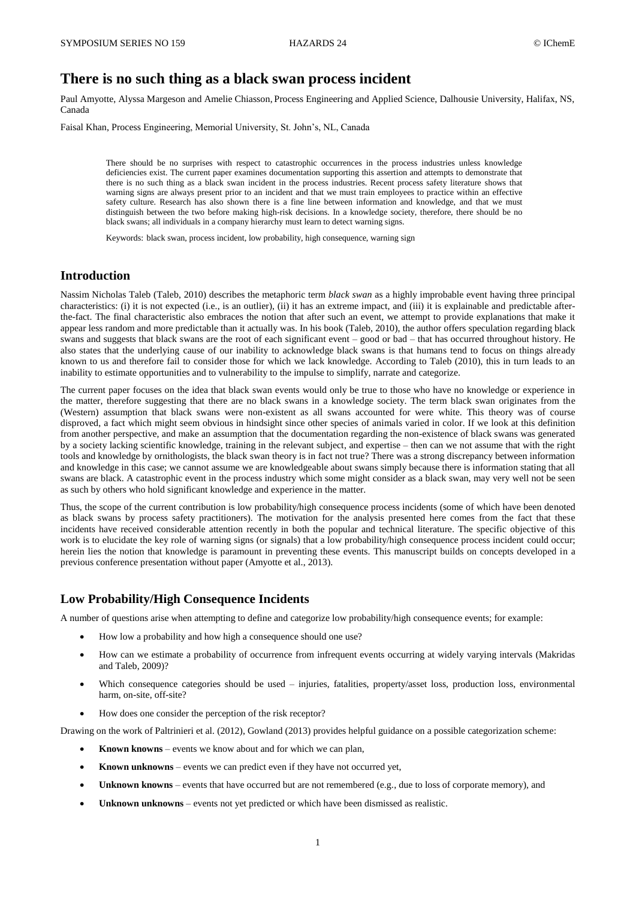# There is no such thing as a black swan process incident

Paul Amyotte, Alyssa Margeson and Amelie Chiasson, Process Engineering and Applied Science, Dalhousie University, Halifax, NS, Canada

Faisal Khan, Process Engineering, Memorial University, St. John's, NL, Canada

There should be no surprises with respect to catastrophic occurrences in the process industries unless knowledge deficiencies exist. The current paper examines documentation supporting this assertion and attempts to demonstrate that there is no such thing as a black swan incident in the process industries. Recent process safety literature shows that warning signs are always present prior to an incident and that we must train employees to practice within an effective safety culture. Research has also shown there is a fine line between information and knowledge, and that we must distinguish between the two before making high-risk decisions. In a knowledge society, therefore, there should be no black swans; all individuals in a company hierarchy must learn to detect warning signs.

Keywords: black swan, process incident, low probability, high consequence, warning sign

## Introduction

Nassim Nicholas Taleb (Taleb, 2010) describes the metaphoric term *black swan* as a highly improbable event having three principal characteristics: (i) it is not expected (i.e., is an outlier), (ii) it has an extreme impact, and (iii) it is explainable and predictable after-the-fact. The final characteristic also embraces the notion that after such an event, we attempt to provide explanations that make it appear less random and more predictable than it actually was. In his book (Taleb, 2010), the author offers speculation regarding black swans and suggests that black swans are the root of each significant event – good or bad – that has occurred throughout history. He also states that the underlying cause of our inability to acknowledge black swans is that humans tend to focus on things already known to us and therefore fail to consider those for which we lack knowledge. According to Taleb (2010), this in turn leads to an inability to estimate opportunities and to vulnerability to the impulse to simplify, narrate and categorize.

The current paper focuses on the idea that black swan events would only be true to those who have no knowledge or experience in the matter, therefore suggesting that there are no black swans in a knowledge society. The term black swan originates from the (Western) assumption that black swans were non-existent as all swans accounted for were white. This theory was of course disproved, a fact which might seem obvious in hindsight since other species of animals varied in color. If we look at this definition from another perspective, and make an assumption that the documentation regarding the non-existence of black swans was generated by a society lacking scientific knowledge, training in the relevant subject, and expertise – then can we not assume that with the right tools and knowledge by ornithologists, the black swan theory is in fact not true? There was a strong discrepancy between information and knowledge in this case; we cannot assume we are knowledgeable about swans simply because there is information stating that all swans are black. A catastrophic event in the process industry which some might consider as a black swan, may very well not be seen as such by others who hold significant knowledge and experience in the matter.

Thus, the scope of the current contribution is low probability/high consequence process incidents (some of which have been denoted as black swans by process safety practitioners). The motivation for the analysis presented here comes from the fact that these incidents have received considerable attention recently in both the popular and technical literature. The specific objective of this work is to elucidate the key role of warning signs (or signals) that a low probability/high consequence process incident could occur; herein lies the notion that knowledge is paramount in preventing these events. This manuscript builds on concepts developed in a previous conference presentation without paper (Amyotte et al., 2013).

## Low Probability/High Consequence Incidents

A number of questions arise when attempting to define and categorize low probability/high consequence events; for example:

- How low a probability and how high a consequence should one use?
- How can we estimate a probability of occurrence from infrequent events occurring at widely varying intervals (Makridas and Taleb, 2009)?
- Which consequence categories should be used – injuries, fatalities, property/asset loss, production loss, environmental harm, on-site, off-site?
- How does one consider the perception of the risk receptor?

Drawing on the work of Paltrinieri et al. (2012), Gowland (2013) provides helpful guidance on a possible categorization scheme:

- **Known knowns** – events we know about and for which we can plan,
- **Known unknowns** – events we can predict even if they have not occurred yet,
- **Unknown knowns** – events that have occurred but are not remembered (e.g., due to loss of corporate memory), and
- **Unknown unknowns** – events not yet predicted or which have been dismissed as realistic.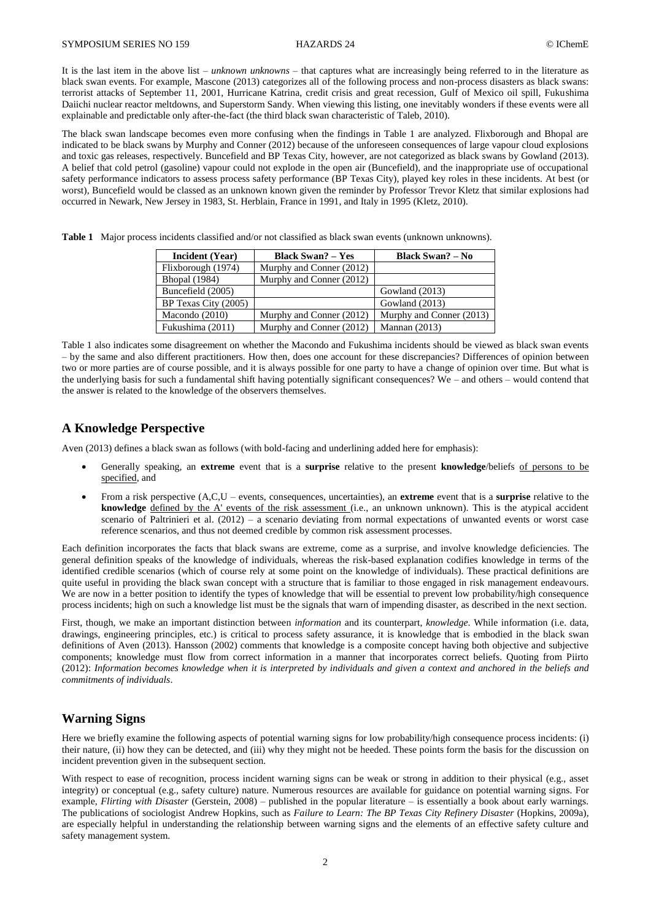It is the last item in the above list – *unknown unknowns* – that captures what are increasingly being referred to in the literature as black swan events. For example, Mascone (2013) categorizes all of the following process and non-process disasters as black swans: terrorist attacks of September 11, 2001, Hurricane Katrina, credit crisis and great recession, Gulf of Mexico oil spill, Fukushima Daiichi nuclear reactor meltdowns, and Superstorm Sandy. When viewing this listing, one inevitably wonders if these events were all explainable and predictable only after-the-fact (the third black swan characteristic of Taleb, 2010).

The black swan landscape becomes even more confusing when the findings in Table 1 are analyzed. Flixborough and Bhopal are indicated to be black swans by Murphy and Conner (2012) because of the unforeseen consequences of large vapour cloud explosions and toxic gas releases, respectively. Buncefield and BP Texas City, however, are not categorized as black swans by Gowland (2013). A belief that cold petrol (gasoline) vapour could not explode in the open air (Buncefield), and the inappropriate use of occupational safety performance indicators to assess process safety performance (BP Texas City), played key roles in these incidents. At best (or worst), Buncefield would be classed as an unknown known given the reminder by Professor Trevor Kletz that similar explosions had occurred in Newark, New Jersey in 1983, St. Herblain, France in 1991, and Italy in 1995 (Kletz, 2010).

**Table 1** Major process incidents classified and/or not classified as black swan events (unknown unknowns).

| Incident (Year) | Black Swan? – Yes | Black Swan? – No |
|---|---|---|
| Flixborough (1974) | Murphy and Conner (2012) | |
| Bhopal (1984) | Murphy and Conner (2012) | |
| Buncefield (2005) | | Gowland (2013) |
| BP Texas City (2005) | | Gowland (2013) |
| Macondo (2010) | Murphy and Conner (2012) | Murphy and Conner (2013) |
| Fukushima (2011) | Murphy and Conner (2012) | Mannan (2013) |

Table 1 also indicates some disagreement on whether the Macondo and Fukushima incidents should be viewed as black swan events – by the same and also different practitioners. How then, does one account for these discrepancies? Differences of opinion between two or more parties are of course possible, and it is always possible for one party to have a change of opinion over time. But what is the underlying basis for such a fundamental shift having potentially significant consequences? We – and others – would contend that the answer is related to the knowledge of the observers themselves.

## A Knowledge Perspective

Aven (2013) defines a black swan as follows (with bold-facing and underlining added here for emphasis):

- Generally speaking, an **extreme** event that is a **surprise** relative to the present **knowledge**/beliefs <u>of persons to be specified</u>, and
- From a risk perspective (A,C,U – events, consequences, uncertainties), an **extreme** event that is a **surprise** relative to the **knowledge** <u>defined by the A' events of the risk assessment</u> (i.e., an unknown unknown). This is the atypical accident scenario of Paltrinieri et al. (2012) – a scenario deviating from normal expectations of unwanted events or worst case reference scenarios, and thus not deemed credible by common risk assessment processes.

Each definition incorporates the facts that black swans are extreme, come as a surprise, and involve knowledge deficiencies. The general definition speaks of the knowledge of individuals, whereas the risk-based explanation codifies knowledge in terms of the identified credible scenarios (which of course rely at some point on the knowledge of individuals). These practical definitions are quite useful in providing the black swan concept with a structure that is familiar to those engaged in risk management endeavours. We are now in a better position to identify the types of knowledge that will be essential to prevent low probability/high consequence process incidents; high on such a knowledge list must be the signals that warn of impending disaster, as described in the next section.

First, though, we make an important distinction between *information* and its counterpart, *knowledge*. While information (i.e. data, drawings, engineering principles, etc.) is critical to process safety assurance, it is knowledge that is embodied in the black swan definitions of Aven (2013). Hansson (2002) comments that knowledge is a composite concept having both objective and subjective components; knowledge must flow from correct information in a manner that incorporates correct beliefs. Quoting from Piirto (2012): *Information becomes knowledge when it is interpreted by individuals and given a context and anchored in the beliefs and commitments of individuals*.

## Warning Signs

Here we briefly examine the following aspects of potential warning signs for low probability/high consequence process incidents: (i) their nature, (ii) how they can be detected, and (iii) why they might not be heeded. These points form the basis for the discussion on incident prevention given in the subsequent section.

With respect to ease of recognition, process incident warning signs can be weak or strong in addition to their physical (e.g., asset integrity) or conceptual (e.g., safety culture) nature. Numerous resources are available for guidance on potential warning signs. For example, *Flirting with Disaster* (Gerstein, 2008) – published in the popular literature – is essentially a book about early warnings. The publications of sociologist Andrew Hopkins, such as *Failure to Learn: The BP Texas City Refinery Disaster* (Hopkins, 2009a), are especially helpful in understanding the relationship between warning signs and the elements of an effective safety culture and safety management system.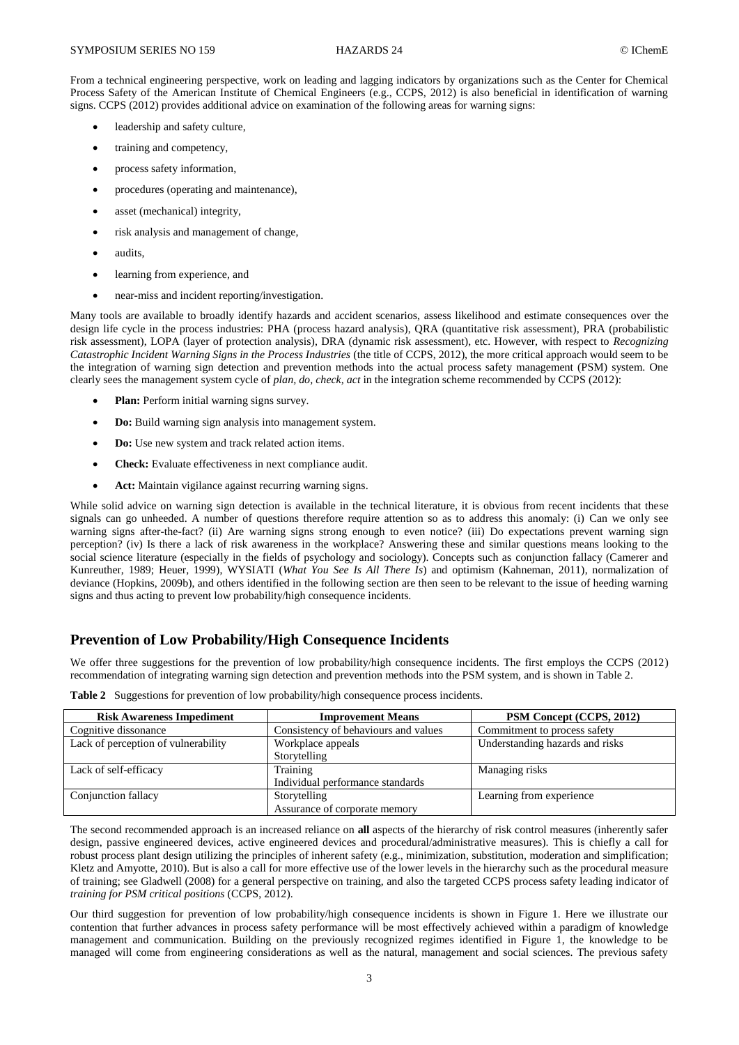From a technical engineering perspective, work on leading and lagging indicators by organizations such as the Center for Chemical Process Safety of the American Institute of Chemical Engineers (e.g., CCPS, 2012) is also beneficial in identification of warning signs. CCPS (2012) provides additional advice on examination of the following areas for warning signs:

- leadership and safety culture,
- training and competency,
- process safety information,
- procedures (operating and maintenance),
- asset (mechanical) integrity,
- risk analysis and management of change,
- audits,
- learning from experience, and
- near-miss and incident reporting/investigation.

Many tools are available to broadly identify hazards and accident scenarios, assess likelihood and estimate consequences over the design life cycle in the process industries: PHA (process hazard analysis), QRA (quantitative risk assessment), PRA (probabilistic risk assessment), LOPA (layer of protection analysis), DRA (dynamic risk assessment), etc. However, with respect to *Recognizing Catastrophic Incident Warning Signs in the Process Industries* (the title of CCPS, 2012), the more critical approach would seem to be the integration of warning sign detection and prevention methods into the actual process safety management (PSM) system. One clearly sees the management system cycle of *plan, do, check, act* in the integration scheme recommended by CCPS (2012):

- **Plan:** Perform initial warning signs survey.
- **Do:** Build warning sign analysis into management system.
- **Do:** Use new system and track related action items.
- **Check:** Evaluate effectiveness in next compliance audit.
- **Act:** Maintain vigilance against recurring warning signs.

While solid advice on warning sign detection is available in the technical literature, it is obvious from recent incidents that these signals can go unheeded. A number of questions therefore require attention so as to address this anomaly: (i) Can we only see warning signs after-the-fact? (ii) Are warning signs strong enough to even notice? (iii) Do expectations prevent warning sign perception? (iv) Is there a lack of risk awareness in the workplace? Answering these and similar questions means looking to the social science literature (especially in the fields of psychology and sociology). Concepts such as conjunction fallacy (Camerer and Kunreuther, 1989; Heuer, 1999), WYSIATI (*What You See Is All There Is*) and optimism (Kahneman, 2011), normalization of deviance (Hopkins, 2009b), and others identified in the following section are then seen to be relevant to the issue of heeding warning signs and thus acting to prevent low probability/high consequence incidents.

## Prevention of Low Probability/High Consequence Incidents

We offer three suggestions for the prevention of low probability/high consequence incidents. The first employs the CCPS (2012) recommendation of integrating warning sign detection and prevention methods into the PSM system, and is shown in Table 2.

**Table 2** Suggestions for prevention of low probability/high consequence process incidents.

| Risk Awareness Impediment | Improvement Means | PSM Concept (CCPS, 2012) |
|---|---|---|
| Cognitive dissonance | Consistency of behaviours and values | Commitment to process safety |
| Lack of perception of vulnerability | Workplace appeals<br>Storytelling | Understanding hazards and risks |
| Lack of self-efficacy | Training<br>Individual performance standards | Managing risks |
| Conjunction fallacy | Storytelling<br>Assurance of corporate memory | Learning from experience |

The second recommended approach is an increased reliance on **all** aspects of the hierarchy of risk control measures (inherently safer design, passive engineered devices, active engineered devices and procedural/administrative measures). This is chiefly a call for robust process plant design utilizing the principles of inherent safety (e.g., minimization, substitution, moderation and simplification; Kletz and Amyotte, 2010). But is also a call for more effective use of the lower levels in the hierarchy such as the procedural measure of training; see Gladwell (2008) for a general perspective on training, and also the targeted CCPS process safety leading indicator of *training for PSM critical positions* (CCPS, 2012).

Our third suggestion for prevention of low probability/high consequence incidents is shown in Figure 1. Here we illustrate our contention that further advances in process safety performance will be most effectively achieved within a paradigm of knowledge management and communication. Building on the previously recognized regimes identified in Figure 1, the knowledge to be managed will come from engineering considerations as well as the natural, management and social sciences. The previous safety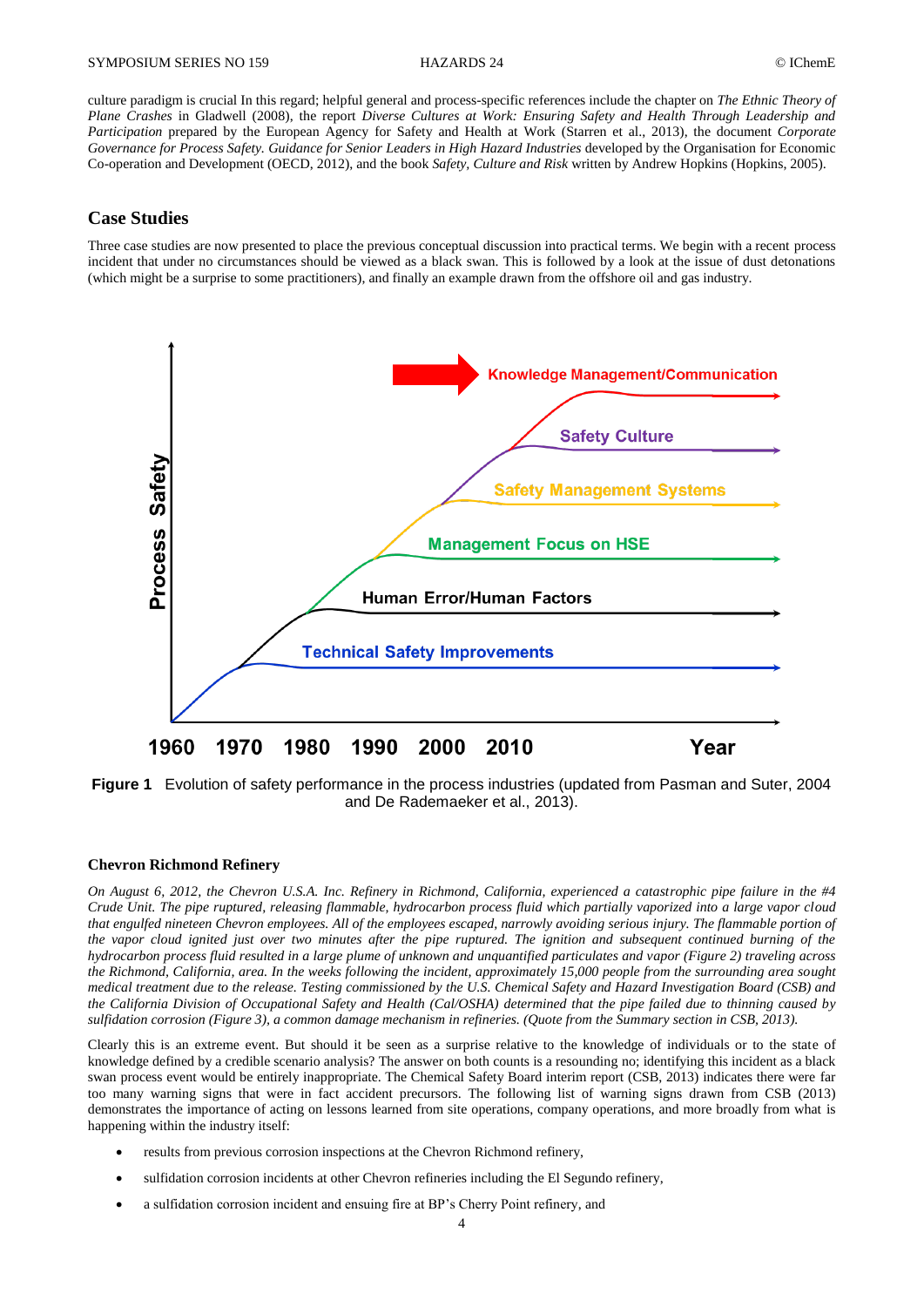culture paradigm is crucial In this regard; helpful general and process-specific references include the chapter on *The Ethnic Theory of Plane Crashes* in Gladwell (2008), the report *Diverse Cultures at Work: Ensuring Safety and Health Through Leadership and Participation* prepared by the European Agency for Safety and Health at Work (Starren et al., 2013), the document *Corporate Governance for Process Safety. Guidance for Senior Leaders in High Hazard Industries* developed by the Organisation for Economic Co-operation and Development (OECD, 2012), and the book *Safety, Culture and Risk* written by Andrew Hopkins (Hopkins, 2005).

## Case Studies

Three case studies are now presented to place the previous conceptual discussion into practical terms. We begin with a recent process incident that under no circumstances should be viewed as a black swan. This is followed by a look at the issue of dust detonations (which might be a surprise to some practitioners), and finally an example drawn from the offshore oil and gas industry.

Knowledge Management/Communication
Safety Culture
Safety Management Systems
Management Focus on HSE
Human Error/Human Factors
Technical Safety Improvements
Process Safety
1960 1970 1980 1990 2000 2010 Year

**Figure 1** Evolution of safety performance in the process industries (updated from Pasman and Suter, 2004 and De Rademaeker et al., 2013).

### Chevron Richmond Refinery

*On August 6, 2012, the Chevron U.S.A. Inc. Refinery in Richmond, California, experienced a catastrophic pipe failure in the #4 Crude Unit. The pipe ruptured, releasing flammable, hydrocarbon process fluid which partially vaporized into a large vapor cloud that engulfed nineteen Chevron employees. All of the employees escaped, narrowly avoiding serious injury. The flammable portion of the vapor cloud ignited just over two minutes after the pipe ruptured. The ignition and subsequent continued burning of the hydrocarbon process fluid resulted in a large plume of unknown and unquantified particulates and vapor (Figure 2) traveling across the Richmond, California, area. In the weeks following the incident, approximately 15,000 people from the surrounding area sought medical treatment due to the release. Testing commissioned by the U.S. Chemical Safety and Hazard Investigation Board (CSB) and the California Division of Occupational Safety and Health (Cal/OSHA) determined that the pipe failed due to thinning caused by sulfidation corrosion (Figure 3), a common damage mechanism in refineries. (Quote from the Summary section in CSB, 2013).*

Clearly this is an extreme event. But should it be seen as a surprise relative to the knowledge of individuals or to the state of knowledge defined by a credible scenario analysis? The answer on both counts is a resounding no; identifying this incident as a black swan process event would be entirely inappropriate. The Chemical Safety Board interim report (CSB, 2013) indicates there were far too many warning signs that were in fact accident precursors. The following list of warning signs drawn from CSB (2013) demonstrates the importance of acting on lessons learned from site operations, company operations, and more broadly from what is happening within the industry itself:

- results from previous corrosion inspections at the Chevron Richmond refinery,
- sulfidation corrosion incidents at other Chevron refineries including the El Segundo refinery,
- a sulfidation corrosion incident and ensuing fire at BP's Cherry Point refinery, and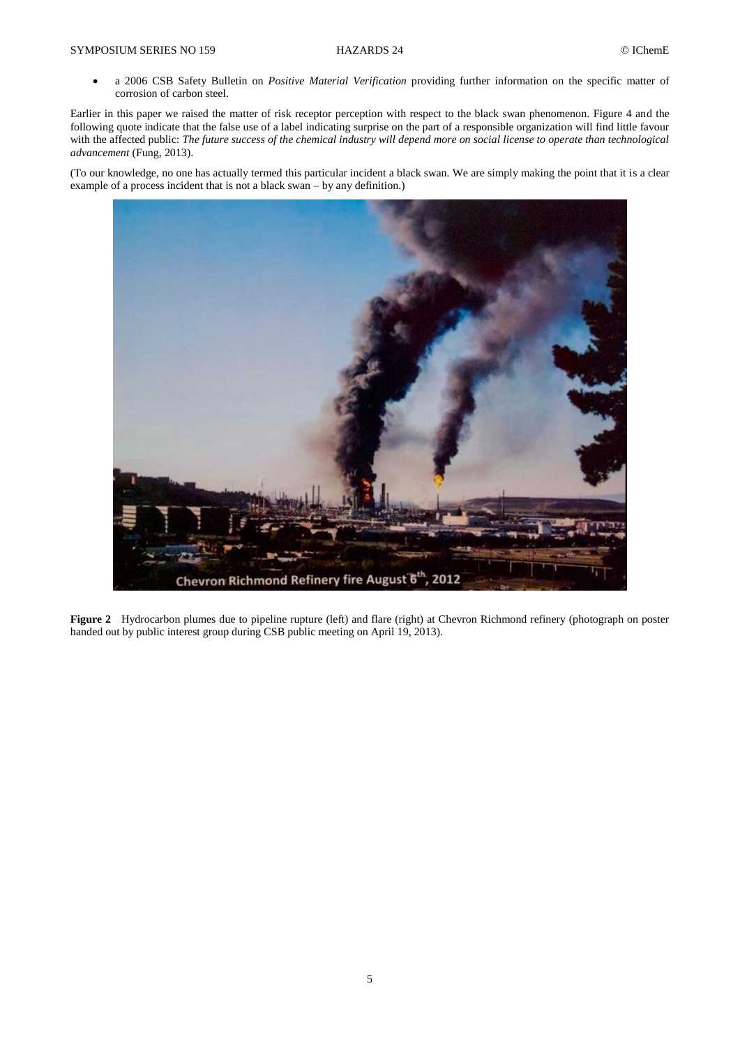- a 2006 CSB Safety Bulletin on *Positive Material Verification* providing further information on the specific matter of corrosion of carbon steel.

Earlier in this paper we raised the matter of risk receptor perception with respect to the black swan phenomenon. Figure 4 and the following quote indicate that the false use of a label indicating surprise on the part of a responsible organization will find little favour with the affected public: *The future success of the chemical industry will depend more on social license to operate than technological advancement* (Fung, 2013).

(To our knowledge, no one has actually termed this particular incident a black swan. We are simply making the point that it is a clear example of a process incident that is not a black swan – by any definition.)

Chevron Richmond Refinery fire August 6th, 2012

**Figure 2** Hydrocarbon plumes due to pipeline rupture (left) and flare (right) at Chevron Richmond refinery (photograph on poster handed out by public interest group during CSB public meeting on April 19, 2013).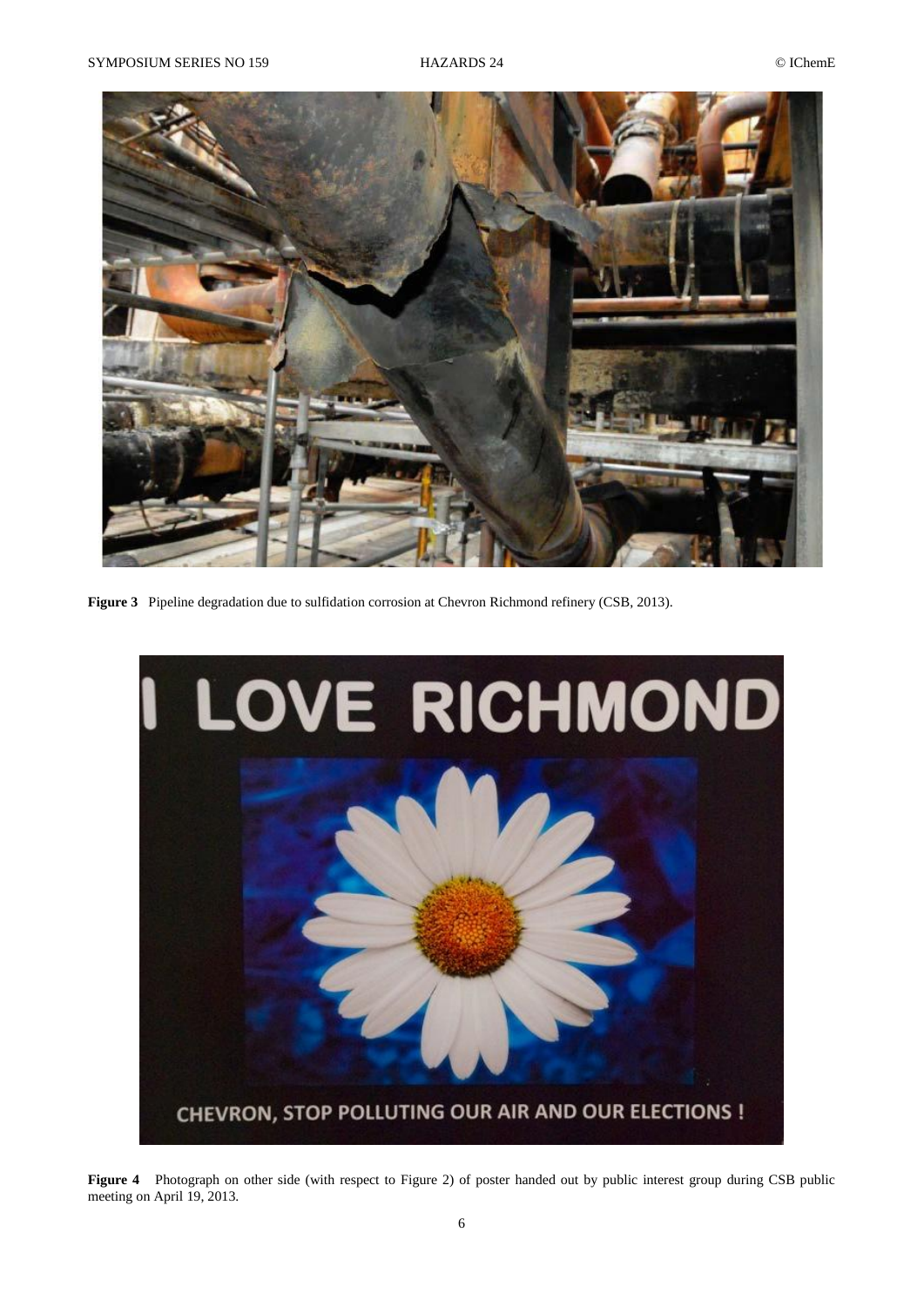**Figure 3** Pipeline degradation due to sulfidation corrosion at Chevron Richmond refinery (CSB, 2013).

**Figure 4** Photograph on other side (with respect to Figure 2) of poster handed out by public interest group during CSB public meeting on April 19, 2013.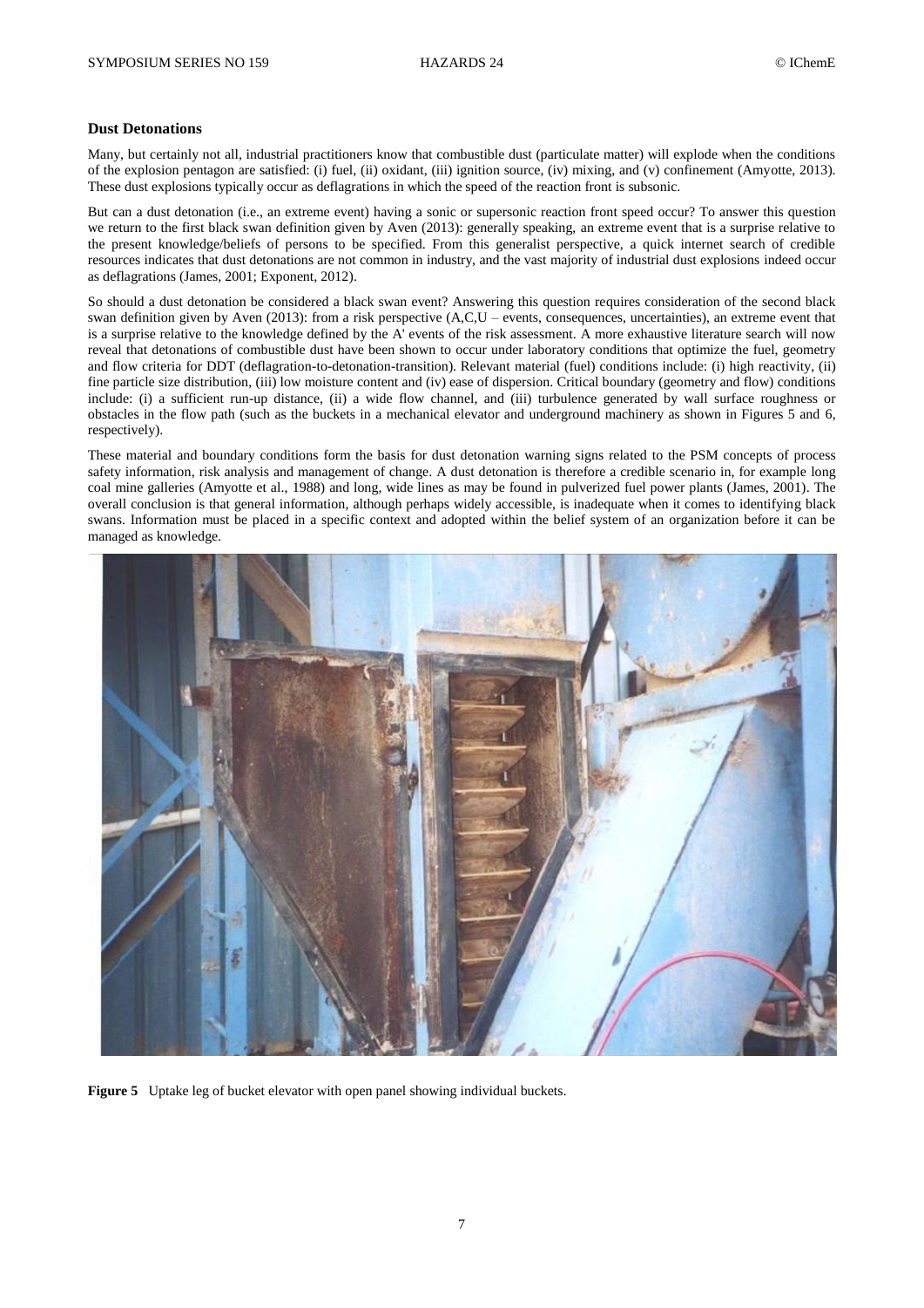### Dust Detonations

Many, but certainly not all, industrial practitioners know that combustible dust (particulate matter) will explode when the conditions of the explosion pentagon are satisfied: (i) fuel, (ii) oxidant, (iii) ignition source, (iv) mixing, and (v) confinement (Amyotte, 2013). These dust explosions typically occur as deflagrations in which the speed of the reaction front is subsonic.

But can a dust detonation (i.e., an extreme event) having a sonic or supersonic reaction front speed occur? To answer this question we return to the first black swan definition given by Aven (2013): generally speaking, an extreme event that is a surprise relative to the present knowledge/beliefs of persons to be specified. From this generalist perspective, a quick internet search of credible resources indicates that dust detonations are not common in industry, and the vast majority of industrial dust explosions indeed occur as deflagrations (James, 2001; Exponent, 2012).

So should a dust detonation be considered a black swan event? Answering this question requires consideration of the second black swan definition given by Aven (2013): from a risk perspective (A,C,U – events, consequences, uncertainties), an extreme event that is a surprise relative to the knowledge defined by the A' events of the risk assessment. A more exhaustive literature search will now reveal that detonations of combustible dust have been shown to occur under laboratory conditions that optimize the fuel, geometry and flow criteria for DDT (deflagration-to-detonation-transition). Relevant material (fuel) conditions include: (i) high reactivity, (ii) fine particle size distribution, (iii) low moisture content and (iv) ease of dispersion. Critical boundary (geometry and flow) conditions include: (i) a sufficient run-up distance, (ii) a wide flow channel, and (iii) turbulence generated by wall surface roughness or obstacles in the flow path (such as the buckets in a mechanical elevator and underground machinery as shown in Figures 5 and 6, respectively).

These material and boundary conditions form the basis for dust detonation warning signs related to the PSM concepts of process safety information, risk analysis and management of change. A dust detonation is therefore a credible scenario in, for example long coal mine galleries (Amyotte et al., 1988) and long, wide lines as may be found in pulverized fuel power plants (James, 2001). The overall conclusion is that general information, although perhaps widely accessible, is inadequate when it comes to identifying black swans. Information must be placed in a specific context and adopted within the belief system of an organization before it can be managed as knowledge.

**Figure 5** Uptake leg of bucket elevator with open panel showing individual buckets.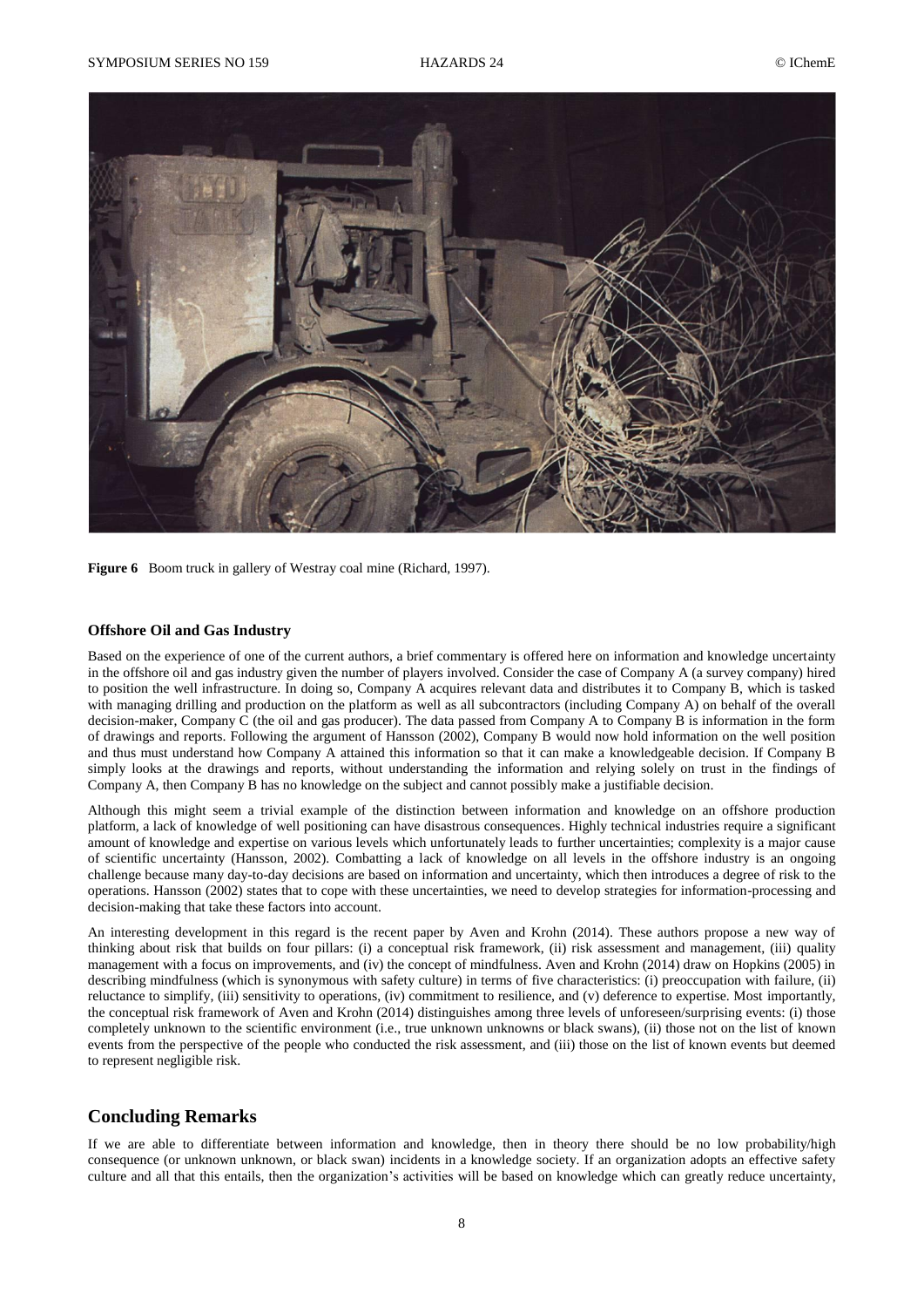**Figure 6** Boom truck in gallery of Westray coal mine (Richard, 1997).

### Offshore Oil and Gas Industry

Based on the experience of one of the current authors, a brief commentary is offered here on information and knowledge uncertainty in the offshore oil and gas industry given the number of players involved. Consider the case of Company A (a survey company) hired to position the well infrastructure. In doing so, Company A acquires relevant data and distributes it to Company B, which is tasked with managing drilling and production on the platform as well as all subcontractors (including Company A) on behalf of the overall decision-maker, Company C (the oil and gas producer). The data passed from Company A to Company B is information in the form of drawings and reports. Following the argument of Hansson (2002), Company B would now hold information on the well position and thus must understand how Company A attained this information so that it can make a knowledgeable decision. If Company B simply looks at the drawings and reports, without understanding the information and relying solely on trust in the findings of Company A, then Company B has no knowledge on the subject and cannot possibly make a justifiable decision.

Although this might seem a trivial example of the distinction between information and knowledge on an offshore production platform, a lack of knowledge of well positioning can have disastrous consequences. Highly technical industries require a significant amount of knowledge and expertise on various levels which unfortunately leads to further uncertainties; complexity is a major cause of scientific uncertainty (Hansson, 2002). Combatting a lack of knowledge on all levels in the offshore industry is an ongoing challenge because many day-to-day decisions are based on information and uncertainty, which then introduces a degree of risk to the operations. Hansson (2002) states that to cope with these uncertainties, we need to develop strategies for information-processing and decision-making that take these factors into account.

An interesting development in this regard is the recent paper by Aven and Krohn (2014). These authors propose a new way of thinking about risk that builds on four pillars: (i) a conceptual risk framework, (ii) risk assessment and management, (iii) quality management with a focus on improvements, and (iv) the concept of mindfulness. Aven and Krohn (2014) draw on Hopkins (2005) in describing mindfulness (which is synonymous with safety culture) in terms of five characteristics: (i) preoccupation with failure, (ii) reluctance to simplify, (iii) sensitivity to operations, (iv) commitment to resilience, and (v) deference to expertise. Most importantly, the conceptual risk framework of Aven and Krohn (2014) distinguishes among three levels of unforeseen/surprising events: (i) those completely unknown to the scientific environment (i.e., true unknown unknowns or black swans), (ii) those not on the list of known events from the perspective of the people who conducted the risk assessment, and (iii) those on the list of known events but deemed to represent negligible risk.

## Concluding Remarks

If we are able to differentiate between information and knowledge, then in theory there should be no low probability/high consequence (or unknown unknown, or black swan) incidents in a knowledge society. If an organization adopts an effective safety culture and all that this entails, then the organization's activities will be based on knowledge which can greatly reduce uncertainty,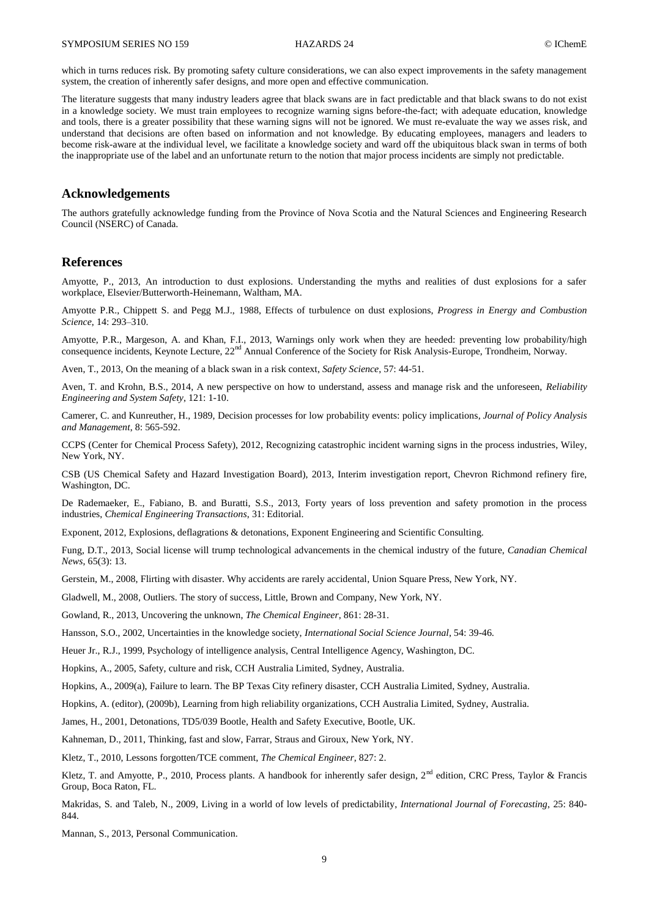which in turns reduces risk. By promoting safety culture considerations, we can also expect improvements in the safety management system, the creation of inherently safer designs, and more open and effective communication.

The literature suggests that many industry leaders agree that black swans are in fact predictable and that black swans to do not exist in a knowledge society. We must train employees to recognize warning signs before-the-fact; with adequate education, knowledge and tools, there is a greater possibility that these warning signs will not be ignored. We must re-evaluate the way we asses risk, and understand that decisions are often based on information and not knowledge. By educating employees, managers and leaders to become risk-aware at the individual level, we facilitate a knowledge society and ward off the ubiquitous black swan in terms of both the inappropriate use of the label and an unfortunate return to the notion that major process incidents are simply not predictable.

## Acknowledgements

The authors gratefully acknowledge funding from the Province of Nova Scotia and the Natural Sciences and Engineering Research Council (NSERC) of Canada.

## References

Amyotte, P., 2013, An introduction to dust explosions. Understanding the myths and realities of dust explosions for a safer workplace, Elsevier/Butterworth-Heinemann, Waltham, MA.

Amyotte P.R., Chippett S. and Pegg M.J., 1988, Effects of turbulence on dust explosions, *Progress in Energy and Combustion Science*, 14: 293–310.

Amyotte, P.R., Margeson, A. and Khan, F.I., 2013, Warnings only work when they are heeded: preventing low probability/high consequence incidents, Keynote Lecture, 22nd Annual Conference of the Society for Risk Analysis-Europe, Trondheim, Norway.

Aven, T., 2013, On the meaning of a black swan in a risk context, *Safety Science*, 57: 44-51.

Aven, T. and Krohn, B.S., 2014, A new perspective on how to understand, assess and manage risk and the unforeseen, *Reliability Engineering and System Safety*, 121: 1-10.

Camerer, C. and Kunreuther, H., 1989, Decision processes for low probability events: policy implications, *Journal of Policy Analysis and Management*, 8: 565-592.

CCPS (Center for Chemical Process Safety), 2012, Recognizing catastrophic incident warning signs in the process industries, Wiley, New York, NY.

CSB (US Chemical Safety and Hazard Investigation Board), 2013, Interim investigation report, Chevron Richmond refinery fire, Washington, DC.

De Rademaeker, E., Fabiano, B. and Buratti, S.S., 2013, Forty years of loss prevention and safety promotion in the process industries, *Chemical Engineering Transactions*, 31: Editorial.

Exponent, 2012, Explosions, deflagrations & detonations, Exponent Engineering and Scientific Consulting.

Fung, D.T., 2013, Social license will trump technological advancements in the chemical industry of the future, *Canadian Chemical News*, 65(3): 13.

Gerstein, M., 2008, Flirting with disaster. Why accidents are rarely accidental, Union Square Press, New York, NY.

Gladwell, M., 2008, Outliers. The story of success, Little, Brown and Company, New York, NY.

Gowland, R., 2013, Uncovering the unknown, *The Chemical Engineer*, 861: 28-31.

Hansson, S.O., 2002, Uncertainties in the knowledge society, *International Social Science Journal*, 54: 39-46.

Heuer Jr., R.J., 1999, Psychology of intelligence analysis, Central Intelligence Agency, Washington, DC.

Hopkins, A., 2005, Safety, culture and risk, CCH Australia Limited, Sydney, Australia.

Hopkins, A., 2009(a), Failure to learn. The BP Texas City refinery disaster, CCH Australia Limited, Sydney, Australia.

Hopkins, A. (editor), (2009b), Learning from high reliability organizations, CCH Australia Limited, Sydney, Australia.

James, H., 2001, Detonations, TD5/039 Bootle, Health and Safety Executive, Bootle, UK.

Kahneman, D., 2011, Thinking, fast and slow, Farrar, Straus and Giroux, New York, NY.

Kletz, T., 2010, Lessons forgotten/TCE comment, *The Chemical Engineer*, 827: 2.

Kletz, T. and Amyotte, P., 2010, Process plants. A handbook for inherently safer design, 2nd edition, CRC Press, Taylor & Francis Group, Boca Raton, FL.

Makridas, S. and Taleb, N., 2009, Living in a world of low levels of predictability, *International Journal of Forecasting*, 25: 840-844.

Mannan, S., 2013, Personal Communication.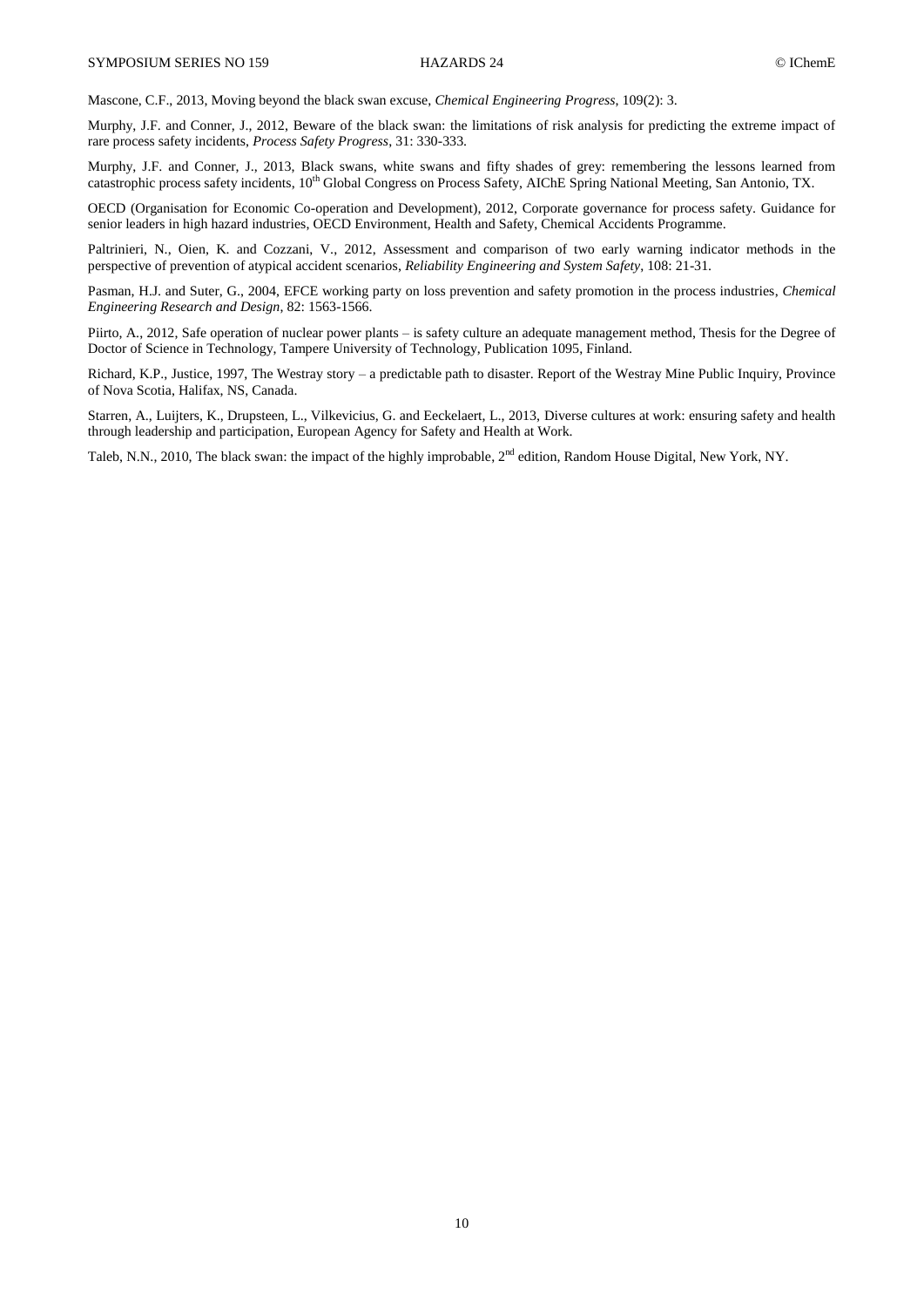Mascone, C.F., 2013, Moving beyond the black swan excuse, *Chemical Engineering Progress*, 109(2): 3.

Murphy, J.F. and Conner, J., 2012, Beware of the black swan: the limitations of risk analysis for predicting the extreme impact of rare process safety incidents, *Process Safety Progress*, 31: 330-333.

Murphy, J.F. and Conner, J., 2013, Black swans, white swans and fifty shades of grey: remembering the lessons learned from catastrophic process safety incidents, 10th Global Congress on Process Safety, AIChE Spring National Meeting, San Antonio, TX.

OECD (Organisation for Economic Co-operation and Development), 2012, Corporate governance for process safety. Guidance for senior leaders in high hazard industries, OECD Environment, Health and Safety, Chemical Accidents Programme.

Paltrinieri, N., Oien, K. and Cozzani, V., 2012, Assessment and comparison of two early warning indicator methods in the perspective of prevention of atypical accident scenarios, *Reliability Engineering and System Safety*, 108: 21-31.

Pasman, H.J. and Suter, G., 2004, EFCE working party on loss prevention and safety promotion in the process industries, *Chemical Engineering Research and Design*, 82: 1563-1566.

Piirto, A., 2012, Safe operation of nuclear power plants – is safety culture an adequate management method, Thesis for the Degree of Doctor of Science in Technology, Tampere University of Technology, Publication 1095, Finland.

Richard, K.P., Justice, 1997, The Westray story – a predictable path to disaster. Report of the Westray Mine Public Inquiry, Province of Nova Scotia, Halifax, NS, Canada.

Starren, A., Luijters, K., Drupsteen, L., Vilkevicius, G. and Eeckelaert, L., 2013, Diverse cultures at work: ensuring safety and health through leadership and participation, European Agency for Safety and Health at Work.

Taleb, N.N., 2010, The black swan: the impact of the highly improbable, 2nd edition, Random House Digital, New York, NY.